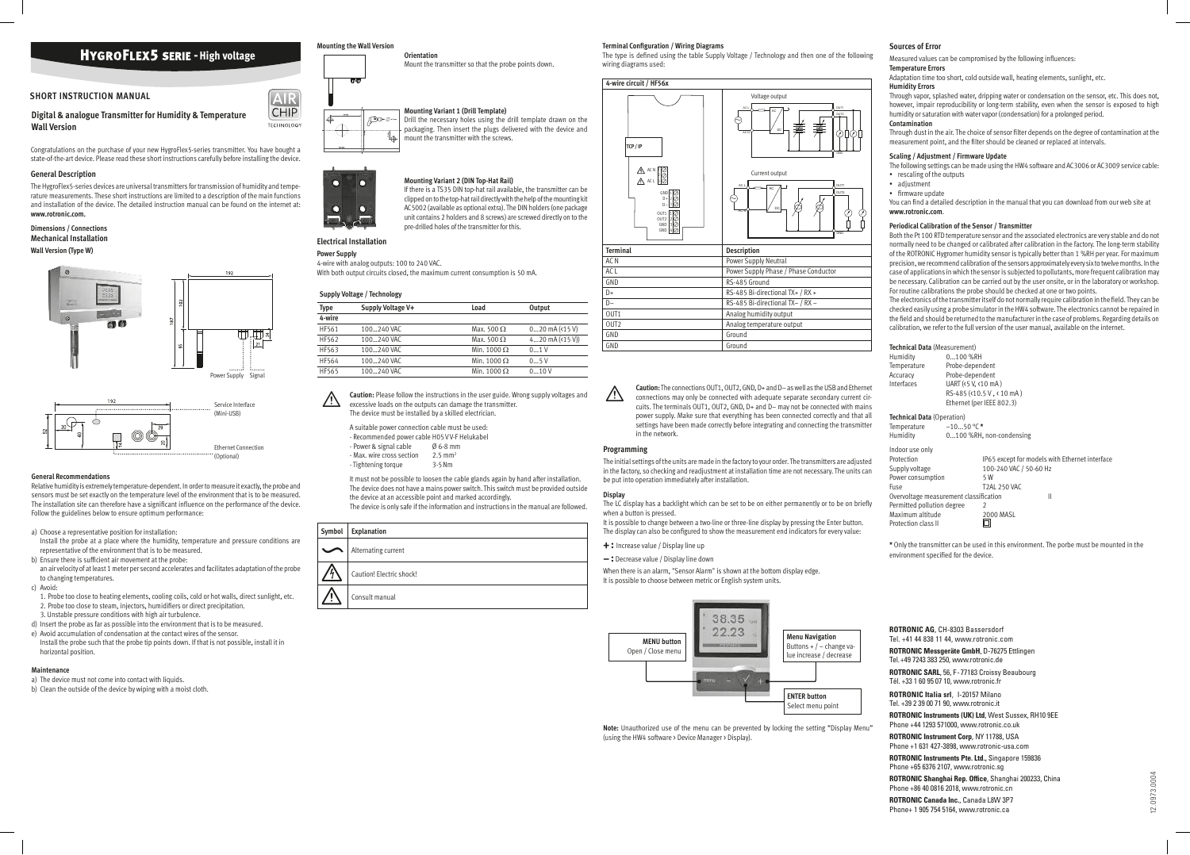# HygroFlex5 serie - High voltage

## SHORT INSTRUCTION MANUAL

### Digital & analogue Transmitter for Humidity & Temperature Wall Version

AIR CHIP TECHNOLOGY

Congratulations on the purchase of your new HygroFlex5-series transmitter. You have bought a state-of-the-art device. Please read these short instructions carefully before installing the device.

### General Description

The HygroFlex5-series devices are universal transmitters for transmission of humidity and temperature measurements. These short instructions are limited to a description of the main functions and installation of the device. The detailed instruction manual can be found on the internet at: **www.rotronic.com.**

### Dimensions / Connections

### Mechanical Installation

**Wall Version (Type W)**

192

102

187

85

31

Power Supply Signal

192

30

40

52

29

Service Interface (Mini-USB)

Ethernet Connection (Optional)

### General Recommendations

Relative humidity is extremely temperature-dependent. In order to measure it exactly, the probe and sensors must be set exactly on the temperature level of the environment that is to be measured. The installation site can therefore have a significant influence on the performance of the device. Follow the guidelines below to ensure optimum performance:

a) Choose a representative position for installation:
   Install the probe at a place where the humidity, temperature and pressure conditions are representative of the environment that is to be measured.
b) Ensure there is sufficient air movement at the probe:
   an air velocity of at least 1 meter per second accelerates and facilitates adaptation of the probe to changing temperatures.
c) Avoid:
   1. Probe too close to heating elements, cooling coils, cold or hot walls, direct sunlight, etc.
   2. Probe too close to steam, injectors, humidifiers or direct precipitation.
   3. Unstable pressure conditions with high air turbulence.
d) Insert the probe as far as possible into the environment that is to be measured.
e) Avoid accumulation of condensation at the contact wires of the sensor.
   Install the probe such that the probe tip points down. If that is not possible, install it in horizontal position.

### Maintenance

a) The device must not come into contact with liquids.
b) Clean the outside of the device by wiping with a moist cloth.

### Mounting the Wall Version

**Orientation**

Mount the transmitter so that the probe points down.

**Mounting Variant 1 (Drill Template)**

Drill the necessary holes using the drill template drawn on the packaging. Then insert the plugs delivered with the device and mount the transmitter with the screws.

**Mounting Variant 2 (DIN Top-Hat Rail)**

If there is a TS35 DIN top-hat rail available, the transmitter can be clipped on to the top-hat rail directly with the help of the mounting kit AC5002 (available as optional extra). The DIN holders (one package unit contains 2 holders and 8 screws) are screwed directly on to the pre-drilled holes of the transmitter for this.

### Electrical Installation

**Power Supply**

4-wire with analog outputs: 100 to 240 VAC.
With both output circuits closed, the maximum current consumption is 50 mA.

**Supply Voltage / Technology**

| Type | Supply Voltage V+ | Load | Output |
|---|---|---|---|
| **4-wire** | | | |
| HF561 | 100...240 VAC | Max. 500 Ω | 0...20 mA (<15 V) |
| HF562 | 100...240 VAC | Max. 500 Ω | 4...20 mA (<15 V)) |
| HF563 | 100...240 VAC | Min. 1000 Ω | 0...1 V |
| HF564 | 100...240 VAC | Min. 1000 Ω | 0...5 V |
| HF565 | 100...240 VAC | Min. 1000 Ω | 0...10 V |

**Caution:** Please follow the instructions in the user guide. Wrong supply voltages and excessive loads on the outputs can damage the transmitter.
The device must be installed by a skilled electrician.

A suitable power connection cable must be used:
- Recommended power cable H05VV-F Helukabel
- Power & signal cable Ø 6-8 mm
- Max. wire cross section 2.5 mm²
- Tightening torque 3-5 Nm

It must not be possible to loosen the cable glands again by hand after installation.
The device does not have a mains power switch. This switch must be provided outside the device at an accessible point and marked accordingly.
The device is only safe if the information and instructions in the manual are followed.

| Symbol | Explanation |
|---|---|
| ∼ | Alternating current |
| ⚠ | Caution! Electric shock! |
| ⚠ | Consult manual |

### Terminal Configuration / Wiring Diagrams

The type is defined using the table Supply Voltage / Technology and then one of the following wiring diagrams used:

**4-wire circuit / HF56x**

Voltage output

Current output

| Terminal | Description |
|---|---|
| AC N | Power Supply Neutral |
| AC L | Power Supply Phase / Phase Conductor |
| GND | RS-485 Ground |
| D+ | RS-485 Bi-directional TX+ / RX + |
| D– | RS-485 Bi-directional TX– / RX – |
| OUT1 | Analog humidity output |
| OUT2 | Analog temperature output |
| GND | Ground |
| GND | Ground |

**Caution:** The connections OUT1, OUT2, GND, D+ and D– as well as the USB and Ethernet connections may only be connected with adequate separate secondary current circuits. The terminals OUT1, OUT2, GND, D+ and D– may not be connected with mains power supply. Make sure that everything has been connected correctly and that all settings have been made correctly before integrating and connecting the transmitter in the network.

### Programming

The initial settings of the units are made in the factory to your order. The transmitters are adjusted in the factory, so checking and readjustment at installation time are not necessary. The units can be put into operation immediately after installation.

**Display**

The LC display has a backlight which can be set to be on either permanently or to be on briefly when a button is pressed.
It is possible to change between a two-line or three-line display by pressing the Enter button.
The display can also be configured to show the measurement end indicators for every value:

**+ :** Increase value / Display line up

**– :** Decrease value / Display line down

When there is an alarm, "Sensor Alarm" is shown at the bottom display edge.
It is possible to choose between metric or English system units.

**MENU button**
Open / Close menu

**Menu Navigation**
Buttons + / – change value increase / decrease

**ENTER button**
Select menu point

**Note:** Unauthorized use of the menu can be prevented by locking the setting "Display Menu" (using the HW4 software › Device Manager › Display).

### Sources of Error

Measured values can be compromised by the following influences:

**Temperature Errors**

Adaptation time too short, cold outside wall, heating elements, sunlight, etc.

**Humidity Errors**

Through vapor, splashed water, dripping water or condensation on the sensor, etc. This does not, however, impair reproducibility or long-term stability, even when the sensor is exposed to high humidity or saturation with water vapor (condensation) for a prolonged period.

**Contamination**

Through dust in the air. The choice of sensor filter depends on the degree of contamination at the measurement point, and the filter should be cleaned or replaced at intervals.

### Scaling / Adjustment / Firmware Update

The following settings can be made using the HW4 software and AC3006 or AC3009 service cable:
- rescaling of the outputs
- adjustment
- firmware update

You can find a detailed description in the manual that you can download from our web site at **www.rotronic.com**.

### Periodical Calibration of the Sensor / Transmitter

Both the Pt 100 RTD temperature sensor and the associated electronics are very stable and do not normally need to be changed or calibrated after calibration in the factory. The long-term stability of the ROTRONIC Hygromer humidity sensor is typically better than 1 %RH per year. For maximum precision, we recommend calibration of the sensors approximately every six to twelve months. In the case of applications in which the sensor is subjected to pollutants, more frequent calibration may be necessary. Calibration can be carried out by the user onsite, or in the laboratory or workshop. For routine calibrations the probe should be checked at one or two points.
The electronics of the transmitter itself do not normally require calibration in the field. They can be checked easily using a probe simulator in the HW4 software. The electronics cannot be repaired in the field and should be returned to the manufacturer in the case of problems. Regarding details on calibration, we refer to the full version of the user manual, available on the internet.

**Technical Data** (Measurement)

| | |
|---|---|
| Humidity | 0...100 %RH |
| Temperature | Probe-dependent |
| Accuracy | Probe-dependent |
| Interfaces | UART (<5 V, <10 mA) |
| | RS-485 (<10.5 V, < 10 mA) |
| | Ethernet (per IEEE 802.3) |

**Technical Data** (Operation)

| | |
|---|---|
| Temperature | –10...50 °C * |
| Humidity | 0...100 %RH, non-condensing |

Indoor use only

| | |
|---|---|
| Protection | IP65 except for models with Ethernet interface |
| Supply voltage | 100-240 VAC / 50-60 Hz |
| Power consumption | 5 W |
| Fuse | T2AL 250 VAC |
| Overvoltage measurement classification | II |
| Permitted pollution degree | 2 |
| Maximum altitude | 2000 MASL |
| Protection class II | ◻ |

* Only the transmitter can be used in this environment. The porbe must be mounted in the environment specified for the device.

**ROTRONIC AG**, CH-8303 Bassersdorf
Tel. +41 44 838 11 44, www.rotronic.com

**ROTRONIC Messgeräte GmbH**, D-76275 Ettlingen
Tel. +49 7243 383 250, www.rotronic.de

**ROTRONIC SARL**, 56, F - 77183 Croissy Beaubourg
Tél. +33 1 60 95 07 10, www.rotronic.fr

**ROTRONIC Italia srl**, I-20157 Milano
Tel. +39 2 39 00 71 90, www.rotronic.it

**ROTRONIC Instruments (UK) Ltd**, West Sussex, RH10 9EE
Phone +44 1293 571000, www.rotronic.co.uk

**ROTRONIC Instrument Corp**, NY 11788, USA
Phone +1 631 427-3898, www.rotronic-usa.com

**ROTRONIC Instruments Pte. Ltd.**, Singapore 159836
Phone +65 6376 2107, www.rotronic.sg

**ROTRONIC Shanghai Rep. Office**, Shanghai 200233, China
Phone +86 40 0816 2018, www.rotronic.cn

**ROTRONIC Canada Inc.**, Canada L8W 3P7
Phone+ 1 905 754 5164, www.rotronic.ca

12.0973.0004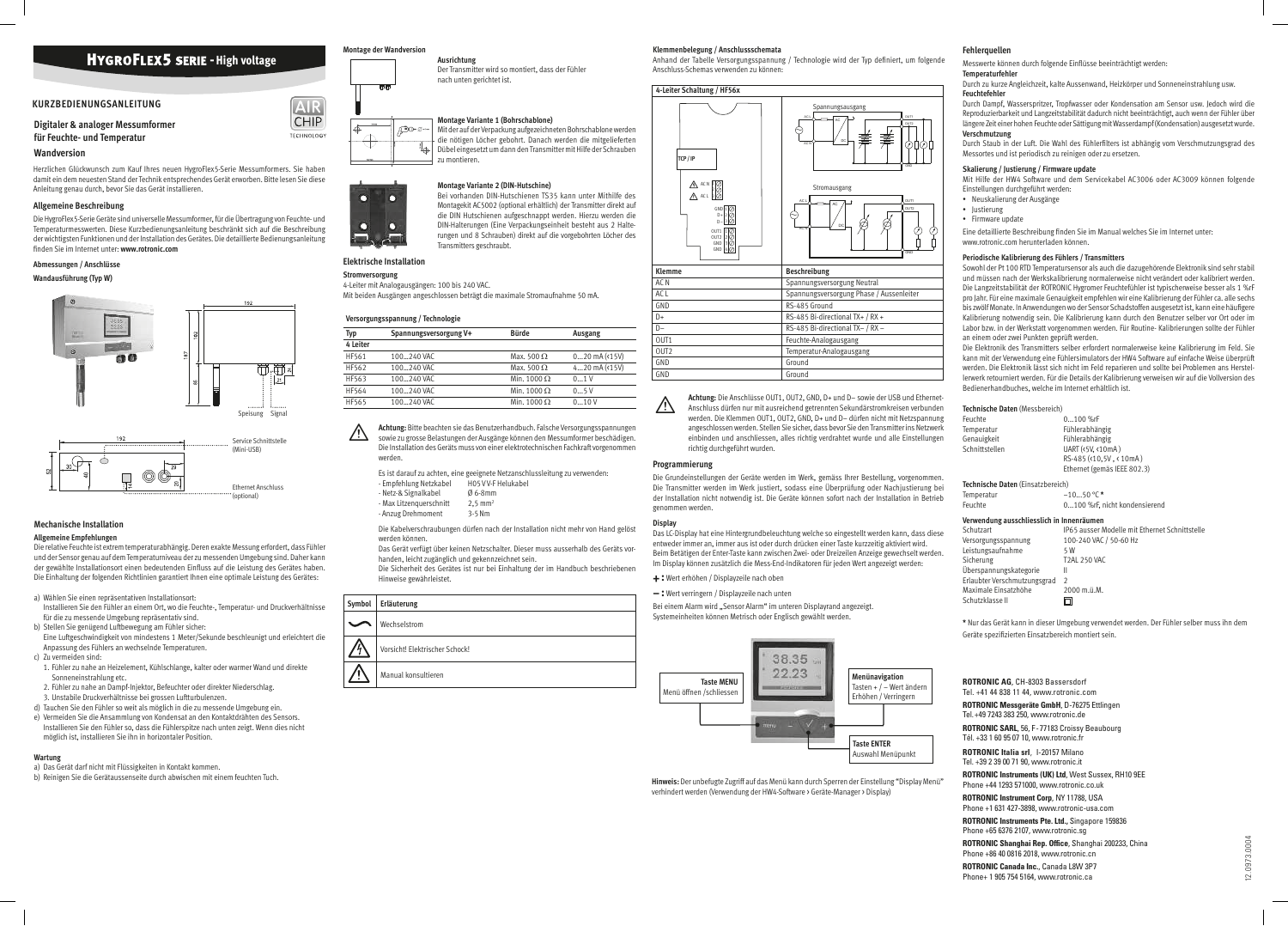# HygroFlex5 Serie - High voltage

## KURZBEDIENUNGSANLEITUNG

### Digitaler & analoger Messumformer für Feuchte- und Temperatur

### Wandversion

Herzlichen Glückwunsch zum Kauf Ihres neuen HygroFlex5-Serie Messumformers. Sie haben damit ein dem neuesten Stand der Technik entsprechendes Gerät erworben. Bitte lesen Sie diese Anleitung genau durch, bevor Sie das Gerät installieren.

### Allgemeine Beschreibung

Die HygroFlex5-Serie Geräte sind universelle Messumformer, für die Übertragung von Feuchte- und Temperaturmesswerten. Diese Kurzbedienungsanleitung beschränkt sich auf die Beschreibung der wichtigsten Funktionen und der Installation des Gerätes. Die detaillierte Bedienungsanleitung finden Sie im Internet unter: **www.rotronic.com**

### Abmessungen / Anschlüsse

**Wandausführung (Typ W)**

192 · 192 · 187 · 86 · 34 · 21 · Speisung · Signal

192 · 30 · 52 · 40 · 29 · 14 · 25

Service Schnittstelle (Mini-USB)

Ethernet Anschluss (optional)

### Mechanische Installation

**Allgemeine Empfehlungen**

Die relative Feuchte ist extrem temperaturabhängig. Deren exakte Messung erfordert, dass Fühler und der Sensor genau auf dem Temperaturniveau der zu messenden Umgebung sind. Daher kann der gewählte Installationsort einen bedeutenden Einfluss auf die Leistung des Gerätes haben. Die Einhaltung der folgenden Richtlinien garantiert Ihnen eine optimale Leistung des Gerätes:

a) Wählen Sie einen repräsentativen Installationsort: Installieren Sie den Fühler an einem Ort, wo die Feuchte-, Temperatur- und Druckverhältnisse für die zu messende Umgebung repräsentativ sind.
b) Stellen Sie genügend Luftbewegung am Fühler sicher: Eine Luftgeschwindigkeit von mindestens 1 Meter/Sekunde beschleunigt und erleichtert die Anpassung des Fühlers an wechselnde Temperaturen.
c) Zu vermeiden sind:
   1. Fühler zu nahe an Heizelement, Kühlschlange, kalter oder warmer Wand und direkte Sonneneinstrahlung etc.
   2. Fühler zu nahe an Dampf-Injektor, Befeuchter oder direkter Niederschlag.
   3. Unstabile Druckverhältnisse bei grossen Luftturbulenzen.
d) Tauchen Sie den Fühler so weit als möglich in die zu messende Umgebung ein.
e) Vermeiden Sie die Ansammlung von Kondensat an den Kontaktdrähten des Sensors. Installieren Sie den Fühler so, dass die Fühlerspitze nach unten zeigt. Wenn dies nicht möglich ist, installieren Sie ihn in horizontaler Position.

**Wartung**

a) Das Gerät darf nicht mit Flüssigkeiten in Kontakt kommen.
b) Reinigen Sie die Gerätaussenseite durch abwischen mit einem feuchten Tuch.

### Montage der Wandversion

**Ausrichtung**

Der Transmitter wird so montiert, dass der Fühler nach unten gerichtet ist.

**Montage Variante 1 (Bohrschablone)**

Mit der auf der Verpackung aufgezeichneten Bohrschablone werden die nötigen Löcher gebohrt. Danach werden die mitgelieferten Dübel eingesetzt um dann den Transmitter mit Hilfe der Schrauben zu montieren.

**Montage Variante 2 (DIN-Hutschine)**

Bei vorhanden DIN-Hutschienen TS35 kann unter Mithilfe des Montagekit AC5002 (optional erhältlich) der Transmitter direkt auf die DIN Hutschienen aufgeschnappt werden. Hierzu werden die DIN-Halterungen (Eine Verpackungseinheit besteht aus 2 Halterungen und 8 Schrauben) direkt auf die vorgebohrten Löcher des Transmitters geschraubt.

### Elektrische Installation

**Stromversorgung**

4-Leiter mit Analogausgängen: 100 bis 240 VAC.
Mit beiden Ausgängen angeschlossen beträgt die maximale Stromaufnahme 50 mA.

**Versorgungsspannung / Technologie**

| Typ | Spannungsversorgung V+ | Bürde | Ausgang |
|---|---|---|---|
| **4 Leiter** | | | |
| HF561 | 100...240 VAC | Max. 500 Ω | 0...20 mA (<15V) |
| HF562 | 100...240 VAC | Max. 500 Ω | 4...20 mA (<15V) |
| HF563 | 100...240 VAC | Min. 1000 Ω | 0...1 V |
| HF564 | 100...240 VAC | Min. 1000 Ω | 0...5 V |
| HF565 | 100...240 VAC | Min. 1000 Ω | 0...10 V |

**Achtung:** Bitte beachten sie das Benutzerhandbuch. Falsche Versorgungsspannungen sowie zu grosse Belastungen der Ausgänge können den Messumformer beschädigen. Die Installation des Geräts muss von einer elektrotechnischen Fachkraft vorgenommen werden.

Es ist darauf zu achten, eine geeignete Netzanschlussleitung zu verwenden:
- Empfehlung Netzkabel: H05 VV-F Helukabel
- Netz- & Signalkabel: Ø 6-8mm
- Max Litzenquerschnitt: 2,5 mm²
- Anzug Drehmoment: 3-5 Nm

Die Kabelverschraubungen dürfen nach der Installation nicht mehr von Hand gelöst werden können.
Das Gerät verfügt über keinen Netzschalter. Dieser muss ausserhalb des Geräts vorhanden, leicht zugänglich und gekennzeichnet sein.
Die Sicherheit des Gerätes ist nur bei Einhaltung der im Handbuch beschriebenen Hinweise gewährleistet.

| Symbol | Erläuterung |
|---|---|
| ∼ | Wechselstrom |
| ⚠ | Vorsicht! Elektrischer Schock! |
| ⚠ | Manual konsultieren |

### Klemmenbelegung / Anschlussschemata

Anhand der Tabelle Versorgungsspannung / Technologie wird der Typ definiert, um folgende Anschluss-Schemas verwenden zu können:

**4-Leiter Schaltung / HF56x**

TCP / IP · AC N · AC L · GND · D+ · D– · OUT1 · OUT2 · GND · GND

Spannungsausgang · Stromausgang

| Klemme | Beschreibung |
|---|---|
| AC N | Spannungsversorgung Neutral |
| AC L | Spannungsversorgung Phase / Aussenleiter |
| GND | RS-485 Ground |
| D+ | RS-485 Bi-directional TX+ / RX + |
| D– | RS-485 Bi-directional TX– / RX – |
| OUT1 | Feuchte-Analogausgang |
| OUT2 | Temperatur-Analogausgang |
| GND | Ground |
| GND | Ground |

**Achtung:** Die Anschlüsse OUT1, OUT2, GND, D+ und D– sowie der USB und Ethernet-Anschluss dürfen nur mit ausreichend getrennten Sekundärstromkreisen verbunden werden. Die Klemmen OUT1, OUT2, GND, D+ und D– dürfen nicht mit Netzspannung angeschlossen werden. Stellen Sie sicher, dass bevor Sie den Transmitter ins Netzwerk einbinden und anschliessen, alles richtig verdrahtet wurde und alle Einstellungen richtig durchgeführt wurden.

### Programmierung

Die Grundeinstellungen der Geräte werden im Werk, gemäss Ihrer Bestellung, vorgenommen. Die Transmitter werden im Werk justiert, sodass eine Überprüfung oder Nachjustierung bei der Installation nicht notwendig ist. Die Geräte können sofort nach der Installation in Betrieb genommen werden.

### Display

Das LC-Display hat eine Hintergrundbeleuchtung welche so eingestellt werden kann, dass diese entweder immer an, immer aus ist oder durch drücken einer Taste kurzzeitig aktiviert wird. Beim Betätigen der Enter-Taste kann zwischen Zwei- oder Dreizeilen Anzeige gewechselt werden. Im Display können zusätzlich die Mess-End-Indikatoren für jeden Wert angezeigt werden:

**+ :** Wert erhöhen / Displayzeile nach oben

**– :** Wert verringern / Displayzeile nach unten

Bei einem Alarm wird „Sensor Alarm" im unteren Displayrand angezeigt.
Systemeinheiten können Metrisch oder Englisch gewählt werden.

**Taste MENU** – Menü öffnen /schliessen

**Menünavigation** – Tasten + / – Wert ändern, Erhöhen / Verringern

**Taste ENTER** – Auswahl Menüpunkt

**Hinweis:** Der unbefugte Zugriff auf das Menü kann durch Sperren der Einstellung "Display Menü" verhindert werden (Verwendung der HW4-Software › Geräte-Manager › Display)

### Fehlerquellen

Messwerte können durch folgende Einflüsse beeinträchtigt werden:

**Temperaturfehler**

Durch zu kurze Angleichzeit, kalte Aussenwand, Heizkörper und Sonneneinstrahlung usw.

**Feuchtefehler**

Durch Dampf, Wasserspritzer, Tropfwasser oder Kondensation am Sensor usw. Jedoch wird die Reproduzierbarkeit und Langzeitstabilität dadurch nicht beeinträchtigt, auch wenn der Fühler über längere Zeit einer hohen Feuchte oder Sättigung mit Wasserdampf (Kondensation) ausgesetzt wurde.

**Verschmutzung**

Durch Staub in der Luft. Die Wahl des Fühlerfilters ist abhängig vom Verschmutzungsgrad des Messortes und ist periodisch zu reinigen oder zu ersetzen.

### Skalierung / Justierung / Firmware update

Mit Hilfe der HW4 Software und dem Servicekabel AC3006 oder AC3009 können folgende Einstellungen durchgeführt werden:

- Neuskalierung der Ausgänge
- Justierung
- Firmware update

Eine detaillierte Beschreibung finden Sie im Manual welches Sie im Internet unter: www.rotronic.com herunterladen können.

### Periodische Kalibrierung des Fühlers / Transmitters

Sowohl der Pt 100 RTD Temperatursensor als auch die dazugehörende Elektronik sind sehr stabil und müssen nach der Werkskalibrierung normalerweise nicht verändert oder kalibriert werden. Die Langzeitstabilität der ROTRONIC Hygromer Feuchtefühler ist typischerweise besser als 1 %rF pro Jahr. Für eine maximale Genauigkeit empfehlen wir eine Kalibrierung der Fühler ca. alle sechs bis zwölf Monate. In Anwendungen wo der Sensor Schadstoffen ausgesetzt ist, kann eine häufigere Kalibrierung notwendig sein. Die Kalibrierung kann durch den Benutzer selber vor Ort oder im Labor bzw. in der Werkstatt vorgenommen werden. Für Routine- Kalibrierungen sollte der Fühler an einem oder zwei Punkten geprüft werden.

Die Elektronik des Transmitters selber erfordert normalerweise keine Kalibrierung im Feld. Sie kann mit der Verwendung eine Fühlersimulators der HW4 Software auf einfache Weise überprüft werden. Die Elektronik lässt sich nicht im Feld reparieren und sollte bei Problemen ans Herstellerwerk retourniert werden. Für die Details der Kalibrierung verweisen wir auf die Vollversion des Bedienerhandbuches, welche im Internet erhältlich ist.

**Technische Daten** (Messbereich)

| | |
|---|---|
| Feuchte | 0...100 %rF |
| Temperatur | Fühlerabhängig |
| Genauigkeit | Fühlerabhängig |
| Schnittstellen | UART (<5V, <10mA) |
| | RS-485 (<10,5V , < 10mA) |
| | Ethernet (gemäs IEEE 802.3) |

**Technische Daten** (Einsatzbereich)

| | |
|---|---|
| Temperatur | –10...50 °C * |
| Feuchte | 0...100 %rF, nicht kondensierend |

**Verwendung ausschliesslich in Innenräumen**

| | |
|---|---|
| Schutzart | IP65 ausser Modelle mit Ethernet Schnittstelle |
| Versorgungsspannung | 100-240 VAC / 50-60 Hz |
| Leistungsaufnahme | 5 W |
| Sicherung | T2AL 250 VAC |
| Überspannungskategorie | II |
| Erlaubter Verschmutzungsgrad | 2 |
| Maximale Einsatzhöhe | 2000 m.ü.M. |
| Schutzklasse II | ⧈ |

* Nur das Gerät kann in dieser Umgebung verwendet werden. Der Fühler selber muss ihn dem Geräte spezifizierten Einsatzbereich montiert sein.

**ROTRONIC AG**, CH-8303 Bassersdorf
Tel. +41 44 838 11 44, www.rotronic.com

**ROTRONIC Messgeräte GmbH**, D-76275 Ettlingen
Tel. +49 7243 383 250, www.rotronic.de

**ROTRONIC SARL**, 56, F - 77183 Croissy Beaubourg
Tél. +33 1 60 95 07 10, www.rotronic.fr

**ROTRONIC Italia srl**, I-20157 Milano
Tel. +39 2 39 00 71 90, www.rotronic.it

**ROTRONIC Instruments (UK) Ltd**, West Sussex, RH10 9EE
Phone +44 1293 571000, www.rotronic.co.uk

**ROTRONIC Instrument Corp**, NY 11788, USA
Phone +1 631 427-3898, www.rotronic-usa.com

**ROTRONIC Instruments Pte. Ltd.**, Singapore 159836
Phone +65 6376 2107, www.rotronic.sg

**ROTRONIC Shanghai Rep. Office**, Shanghai 200233, China
Phone +86 40 0816 2018, www.rotronic.cn

**ROTRONIC Canada Inc.**, Canada L8W 3P7
Phone+ 1 905 754 5164, www.rotronic.ca

12.0973.0004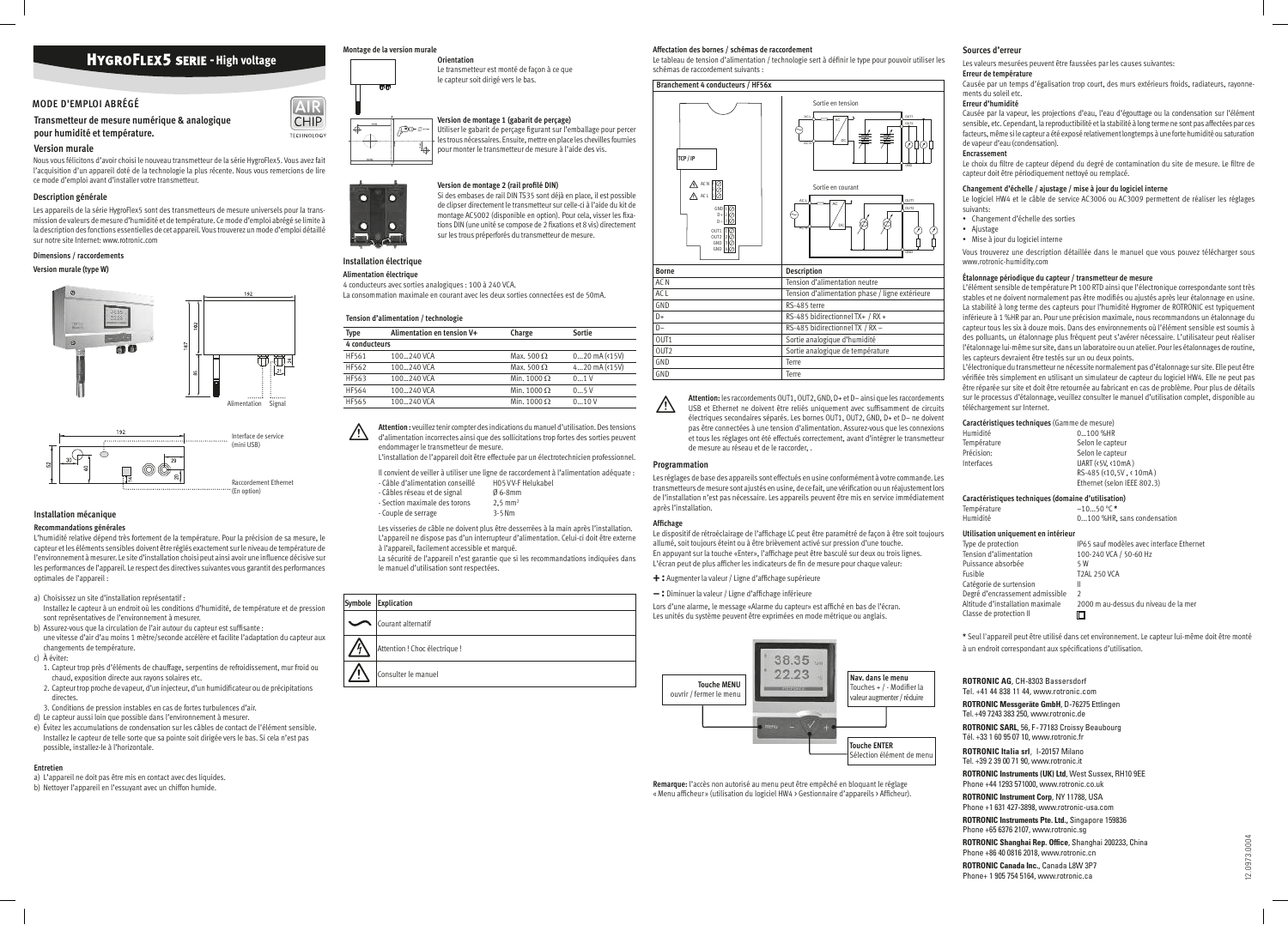# HygroFlex5 serie - High voltage

## MODE D'EMPLOI ABRÉGÉ

### Transmetteur de mesure numérique & analogique pour humidité et température.

### Version murale

Nous vous félicitons d'avoir choisi le nouveau transmetteur de la série HygroFlex5. Vous avez fait l'acquisition d'un appareil doté de la technologie la plus récente. Nous vous remercions de lire ce mode d'emploi avant d'installer votre transmetteur.

### Description générale

Les appareils de la série HygroFlex5 sont des transmetteurs de mesure universels pour la transmission de valeurs de mesure d'humidité et de température. Ce mode d'emploi abrégé se limite à la description des fonctions essentielles de cet appareil. Vous trouverez un mode d'emploi détaillé sur notre site Internet: www.rotronic.com

#### Dimensions / raccordements

**Version murale (type W)**

192

102

187

95

Alimentation Signal

Interface de service (mini USB)

Raccordement Ethernet (En option)

### Installation mécanique

#### Recommandations générales

L'humidité relative dépend très fortement de la température. Pour la précision de sa mesure, le capteur et les éléments sensibles doivent être réglés exactement sur le niveau de température de l'environnement à mesurer. Le site d'installation choisi peut ainsi avoir une influence décisive sur les performances de l'appareil. Le respect des directives suivantes vous garantit des performances optimales de l'appareil :

a) Choisissez un site d'installation représentatif :
   Installez le capteur à un endroit où les conditions d'humidité, de température et de pression sont représentatives de l'environnement à mesurer.
b) Assurez-vous que la circulation de l'air autour du capteur est suffisante :
   une vitesse d'air d'au moins 1 mètre/seconde accélère et facilite l'adaptation du capteur aux changements de température.
c) À éviter:
   1. Capteur trop près d'éléments de chauffage, serpentins de refroidissement, mur froid ou chaud, exposition directe aux rayons solaires etc.
   2. Capteur trop proche de vapeur, d'un injecteur, d'un humidificateur ou de précipitations directes.
   3. Conditions de pression instables en cas de fortes turbulences d'air.
d) Le capteur aussi loin que possible dans l'environnement à mesurer.
e) Évitez les accumulations de condensation sur les câbles de contact de l'élément sensible. Installez le capteur de telle sorte que sa pointe soit dirigée vers le bas. Si cela n'est pas possible, installez-le à l'horizontale.

#### Entretien

a) L'appareil ne doit pas être mis en contact avec des liquides.
b) Nettoyer l'appareil en l'essuyant avec un chiffon humide.

#### Montage de la version murale

**Orientation**

Le transmetteur est monté de façon à ce que le capteur soit dirigé vers le bas.

**Version de montage 1 (gabarit de perçage)**

Utiliser le gabarit de perçage figurant sur l'emballage pour percer les trous nécessaires. Ensuite, mettre en place les chevilles fournies pour monter le transmetteur de mesure à l'aide des vis.

**Version de montage 2 (rail profilé DIN)**

Si des embases de rail DIN TS35 sont déjà en place, il est possible de clipser directement le transmetteur sur celle-ci à l'aide du kit de montage AC5002 (disponible en option). Pour cela, visser les fixations DIN (une unité se compose de 2 fixations et 8 vis) directement sur les trous préperforés du transmetteur de mesure.

### Installation électrique

#### Alimentation électrique

4 conducteurs avec sorties analogiques : 100 à 240 VCA.
La consommation maximale en courant avec les deux sorties connectées est de 50mA.

#### Tension d'alimentation / technologie

| Type | Alimentation en tension V+ | Charge | Sortie |
|---|---|---|---|
| 4 conducteurs | | | |
| HF561 | 100…240 VCA | Max. 500 Ω | 0…20 mA (<15V) |
| HF562 | 100…240 VCA | Max. 500 Ω | 4…20 mA (<15V) |
| HF563 | 100…240 VCA | Min. 1000 Ω | 0…1 V |
| HF564 | 100…240 VCA | Min. 1000 Ω | 0…5 V |
| HF565 | 100…240 VCA | Min. 1000 Ω | 0…10 V |

**Attention :** veuillez tenir compter des indications du manuel d'utilisation. Des tensions d'alimentation incorrectes ainsi que des sollicitations trop fortes des sorties peuvent endommager le transmetteur de mesure.
L'installation de l'appareil doit être effectuée par un électrotechnicien professionnel.

Il convient de veiller à utiliser une ligne de raccordement à l'alimentation adéquate :
- Câble d'alimentation conseillé: H05 VV-F Helukabel
- Câbles réseau et de signal: Ø 6-8mm
- Section maximale des torons: 2,5 mm²
- Couple de serrage: 3-5 Nm

Les visseries de câble ne doivent plus être desserrées à la main après l'installation.
L'appareil ne dispose pas d'un interrupteur d'alimentation. Celui-ci doit être externe à l'appareil, facilement accessible et marqué.
La sécurité de l'appareil n'est garantie que si les recommandations indiquées dans le manuel d'utilisation sont respectées.

| Symbole | Explication |
|---|---|
| ∼ | Courant alternatif |
| ⚠ (éclair) | Attention ! Choc électrique ! |
| ⚠ | Consulter le manuel |

#### Affectation des bornes / schémas de raccordement

Le tableau de tension d'alimentation / technologie sert à définir le type pour pouvoir utiliser les schémas de raccordement suivants :

**Branchement 4 conducteurs / HF56x**

Sortie en tension

Sortie en courant

| Borne | Description |
|---|---|
| AC N | Tension d'alimentation neutre |
| AC L | Tension d'alimentation phase / ligne extérieure |
| GND | RS-485 terre |
| D+ | RS-485 bidirectionnel TX+ / RX + |
| D– | RS-485 bidirectionnel TX / RX – |
| OUT1 | Sortie analogique d'humidité |
| OUT2 | Sortie analogique de température |
| GND | Terre |
| GND | Terre |

**Attention:** les raccordements OUT1, OUT2, GND, D+ et D– ainsi que les raccordements USB et Ethernet ne doivent être reliés uniquement avec suffisamment de circuits électriques secondaires séparés. Les bornes OUT1, OUT2, GND, D+ et D– ne doivent pas être connectées à une tension d'alimentation. Assurez-vous que les connexions et tous les réglages ont été effectués correctement, avant d'intégrer le transmetteur de mesure au réseau et de le raccorder, .

### Programmation

Les réglages de base des appareils sont effectués en usine conformément à votre commande. Les transmetteurs de mesure sont ajustés en usine, de ce fait, une vérification ou un réajustement lors de l'installation n'est pas nécessaire. Les appareils peuvent être mis en service immédiatement après l'installation.

#### Affichage

Le dispositif de rétroéclairage de l'affichage LC peut être paramétré de façon à être soit toujours allumé, soit toujours éteint ou à être brièvement activé sur pression d'une touche.
En appuyant sur la touche «Enter», l'affichage peut être basculé sur deux ou trois lignes.
L'écran peut de plus afficher les indicateurs de fin de mesure pour chaque valeur:

**+ :** Augmenter la valeur / Ligne d'affichage supérieure

**– :** Diminuer la valeur / Ligne d'affichage inférieure

Lors d'une alarme, le message «Alarme du capteur» est affiché en bas de l'écran.
Les unités du système peuvent être exprimées en mode métrique ou anglais.

**Touche MENU** ouvrir / fermer le menu

**Nav. dans le menu** Touches + / - Modifier la valeur augmenter / réduire

**Touche ENTER** Sélection élément de menu

**Remarque:** l'accès non autorisé au menu peut être empêché en bloquant le réglage « Menu afficheur » (utilisation du logiciel HW4 › Gestionnaire d'appareils › Afficheur).

### Sources d'erreur

Les valeurs mesurées peuvent être faussées par les causes suivantes:

**Erreur de température**

Causée par un temps d'égalisation trop court, des murs extérieurs froids, radiateurs, rayonnements du soleil etc.

**Erreur d'humidité**

Causée par la vapeur, les projections d'eau, l'eau d'égouttage ou la condensation sur l'élément sensible, etc. Cependant, la reproductibilité et la stabilité à long terme ne sont pas affectées par ces facteurs, même si le capteur a été exposé relativement longtemps à une forte humidité ou saturation de vapeur d'eau (condensation).

**Encrassement**

Le choix du filtre de capteur dépend du degré de contamination du site de mesure. Le filtre de capteur doit être périodiquement nettoyé ou remplacé.

#### Changement d'échelle / ajustage / mise à jour du logiciel interne

Le logiciel HW4 et le câble de service AC3006 ou AC3009 permettent de réaliser les réglages suivants:
- Changement d'échelle des sorties
- Ajustage
- Mise à jour du logiciel interne

Vous trouverez une description détaillée dans le manuel que vous pouvez télécharger sous www.rotronic-humidity.com

#### Étalonnage périodique du capteur / transmetteur de mesure

L'élément sensible de température Pt 100 RTD ainsi que l'électronique correspondante sont très stables et ne doivent normalement pas être modifiés ou ajustés après leur étalonnage en usine. La stabilité à long terme des capteurs pour l'humidité Hygromer de ROTRONIC est typiquement inférieure à 1 %HR par an. Pour une précision maximale, nous recommandons un étalonnage du capteur tous les six à douze mois. Dans des environnements où l'élément sensible est soumis à des polluants, un étalonnage plus fréquent peut s'avérer nécessaire. L'utilisateur peut réaliser l'étalonnage lui-même sur site, dans un laboratoire ou un atelier. Pour les étalonnages de routine, les capteurs devraient être testés sur un ou deux points.
L'électronique du transmetteur ne nécessite normalement pas d'étalonnage sur site. Elle peut être vérifiée très simplement en utilisant un simulateur de capteur du logiciel HW4. Elle ne peut pas être réparée sur site et doit être retournée au fabricant en cas de problème. Pour plus de détails sur le processus d'étalonnage, veuillez consulter le manuel d'utilisation complet, disponible au téléchargement sur Internet.

#### Caractéristiques techniques (Gamme de mesure)

| | |
|---|---|
| Humidité | 0…100 %HR |
| Température | Selon le capteur |
| Précision: | Selon le capteur |
| Interfaces | UART (<5V, <10mA)<br>RS-485 (<10,5V , < 10mA)<br>Ethernet (selon IEEE 802.3) |

#### Caractéristiques techniques (domaine d'utilisation)

| | |
|---|---|
| Température | –10…50 °C * |
| Humidité | 0…100 %HR, sans condensation |

#### Utilisation uniquement en intérieur

| | |
|---|---|
| Type de protection | IP65 sauf modèles avec interface Ethernet |
| Tension d'alimentation | 100-240 VCA / 50-60 Hz |
| Puissance absorbée | 5 W |
| Fusible | T2AL 250 VCA |
| Catégorie de surtension | II |
| Degré d'encrassement admissible | 2 |
| Altitude d'installation maximale | 2000 m au-dessus du niveau de la mer |
| Classe de protection II | ⧈ |

\* Seul l'appareil peut être utilisé dans cet environnement. Le capteur lui-même doit être monté à un endroit correspondant aux spécifications d'utilisation.

**ROTRONIC AG**, CH-8303 Bassersdorf
Tel. +41 44 838 11 44, www.rotronic.com

**ROTRONIC Messgeräte GmbH**, D-76275 Ettlingen
Tel. +49 7243 383 250, www.rotronic.de

**ROTRONIC SARL**, 56, F - 77183 Croissy Beaubourg
Tél. +33 1 60 95 07 10, www.rotronic.fr

**ROTRONIC Italia srl**, I-20157 Milano
Tel. +39 2 39 00 71 90, www.rotronic.it

**ROTRONIC Instruments (UK) Ltd**, West Sussex, RH10 9EE
Phone +44 1293 571000, www.rotronic.co.uk

**ROTRONIC Instrument Corp**, NY 11788, USA
Phone +1 631 427-3898, www.rotronic-usa.com

**ROTRONIC Instruments Pte. Ltd.**, Singapore 159836
Phone +65 6376 2107, www.rotronic.sg

**ROTRONIC Shanghai Rep. Office**, Shanghai 200233, China
Phone +86 40 0816 2018, www.rotronic.cn

**ROTRONIC Canada Inc.**, Canada L8W 3P7
Phone+ 1 905 754 5164, www.rotronic.ca

12.0973.0004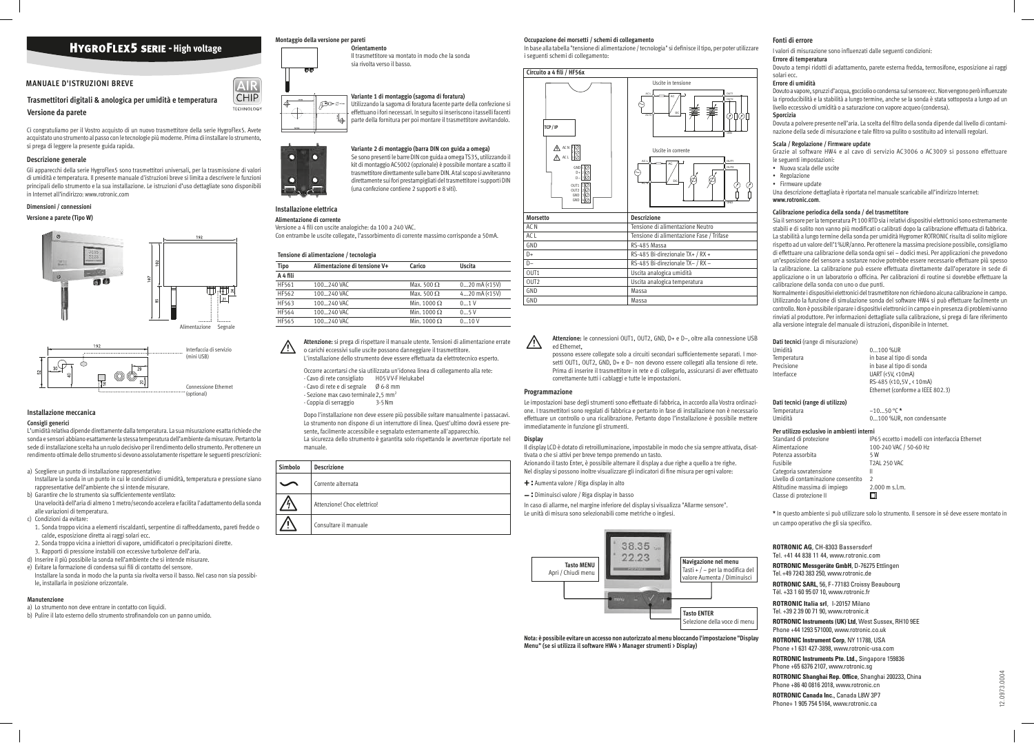# HygroFlex5 serie - High voltage

## MANUALE D'ISTRUZIONI BREVE

### Trasmettitori digitali & analogica per umidità e temperatura

### Versione da parete

AIR CHIP TECHNOLOGY

Ci congratuliamo per il Vostro acquisto di un nuovo trasmettitore della serie HygroFlex5. Avete acquistato uno strumento al passo con le tecnologie più moderne. Prima di installare lo strumento, si prega di leggere la presente guida rapida.

### Descrizione generale

Gli apparecchi della serie HygroFlex5 sono trasmettitori universali, per la trasmissione di valori di umidità e temperatura. Il presente manuale d'istruzioni breve si limita a descrivere le funzioni principali dello strumento e la sua installazione. Le istruzioni d'uso dettagliate sono disponibili in Internet all'indirizzo: www.rotronic.com

#### Dimensioni / connessioni

#### Versione a parete (Tipo W)

192

102

187

85

21

Alimentazione

Segnale

192

30

29

52

20

Interfaccia di servizio (mini USB)

Connessione Ethernet (optional)

### Installazione meccanica

#### Consigli generici

L'umidità relativa dipende direttamente dalla temperatura. La sua misurazione esatta richiede che sonda e sensori abbiano esattamente la stessa temperatura dell'ambiente da misurare. Pertanto la sede di installazione scelta ha un ruolo decisivo per il rendimento dello strumento. Per ottenere un rendimento ottimale dello strumento si devono assolutamente rispettare le seguenti prescrizioni:

a) Scegliere un punto di installazione rappresentativo:
   Installare la sonda in un punto in cui le condizioni di umidità, temperatura e pressione siano rappresentative dell'ambiente che si intende misurare.
b) Garantire che lo strumento sia sufficientemente ventilato:
   Una velocità dell'aria di almeno 1 metro/secondo accelera e facilita l'adattamento della sonda alle variazioni di temperatura.
c) Condizioni da evitare:
   1. Sonda troppo vicina a elementi riscaldanti, serpentine di raffreddamento, pareti fredde o calde, esposizione diretta ai raggi solari ecc.
   2. Sonda troppo vicina a iniettori di vapore, umidificatori o precipitazioni dirette.
   3. Rapporti di pressione instabili con eccessive turbolenze dell'aria.
d) Inserire il più possibile la sonda nell'ambiente che si intende misurare.
e) Evitare la formazione di condensa sui fili di contatto del sensore.
   Installare la sonda in modo che la punta sia rivolta verso il basso. Nel caso non sia possibile, installarla in posizione orizzontale.

#### Manutenzione

a) Lo strumento non deve entrare in contatto con liquidi.
b) Pulire il lato esterno dello strumento strofinandolo con un panno umido.

#### Montaggio della versione per pareti

**Orientamento**
Il trasmettitore va montato in modo che la sonda sia rivolta verso il basso.

**Variante 1 di montaggio (sagoma di foratura)**
Utilizzando la sagoma di foratura facente parte della confezione si effettuano i fori necessari. In seguito si inseriscono i tasselli facenti parte della fornitura per poi montare il trasmettitore avvitandolo.

**Variante 2 di montaggio (barra DIN con guida a omega)**
Se sono presenti le barre DIN con guida a omega TS35, utilizzando il kit di montaggio AC5002 (opzionale) è possibile montare a scatto il trasmettitore direttamente sulle barre DIN. A tal scopo si avviteranno direttamente sui fori prestampigliati del trasmettitore i supporti DIN (una confezione contiene 2 supporti e 8 viti).

### Installazione elettrica

#### Alimentazione di corrente

Versione a 4 fili con uscite analogiche: da 100 a 240 VAC.
Con entrambe le uscite collegate, l'assorbimento di corrente massimo corrisponde a 50mA.

#### Tensione di alimentazione / tecnologia

| Tipo | Alimentazione di tensione V+ | Carico | Uscita |
|---|---|---|---|
| **A 4 fili** | | | |
| HF561 | 100…240 VAC | Max. 500 Ω | 0…20 mA (<15V) |
| HF562 | 100…240 VAC | Max. 500 Ω | 4…20 mA (<15V) |
| HF563 | 100…240 VAC | Min. 1000 Ω | 0…1 V |
| HF564 | 100…240 VAC | Min. 1000 Ω | 0…5 V |
| HF565 | 100…240 VAC | Min. 1000 Ω | 0…10 V |

**Attenzione:** si prega di rispettare il manuale utente. Tensioni di alimentazione errate o carichi eccessivi sulle uscite possono danneggiare il trasmettitore.
L'installazione dello strumento deve essere effettuata da elettrotecnico esperto.

Occorre accertarsi che sia utilizzata un'idonea linea di collegamento alla rete:
- Cavo di rete consigliato H05VV-F Helukabel
- Cavo di rete e di segnale Ø 6-8 mm
- Sezione max cavo terminale 2,5 mm²
- Coppia di serraggio 3-5 Nm

Dopo l'installazione non deve essere più possibile svitare manualmente i passacavi. Lo strumento non dispone di un interruttore di linea. Quest'ultimo dovrà essere presente, facilmente accessibile e segnalato esternamente all'apparecchio.
La sicurezza dello strumento è garantita solo rispettando le avvertenze riportate nel manuale.

| Simbolo | Descrizione |
|---|---|
| ∼ | Corrente alternata |
| ⚡ | Attenzione! Choc elettrico! |
| ⚠ | Consultare il manuale |

#### Occupazione dei morsetti / schemi di collegamento

In base alla tabella "tensione di alimentazione / tecnologia" si definisce il tipo, per poter utilizzare i seguenti schemi di collegamento:

Circuito a 4 fili / HF56x

TCP / IP

Uscite in tensione

Uscite in corrente

AC N, AC L, GND, D+, D–, OUT1, OUT2, GND, GND

| Morsetto | Descrizione |
|---|---|
| AC N | Tensione di alimentazione Neutro |
| AC L | Tensione di alimentazione Fase / Trifase |
| GND | RS-485 Massa |
| D+ | RS-485 Bi-direzionale TX+ / RX + |
| D– | RS-485 Bi-direzionale TX– / RX – |
| OUT1 | Uscita analogica umidità |
| OUT2 | Uscita analogica temperatura |
| GND | Massa |
| GND | Massa |

**Attenzione:** le connessioni OUT1, OUT2, GND, D+ e D–, oltre alla connessione USB ed Ethernet, possono essere collegate solo a circuiti secondari sufficientemente separati. I morsetti OUT1, OUT2, GND, D+ e D– non devono essere collegati alla tensione di rete. Prima di inserire il trasmettitore in rete e di collegarlo, assicurarsi di aver effettuato correttamente tutti i cablaggi e tutte le impostazioni.

### Programmazione

Le impostazioni base degli strumenti sono effettuate di fabbrica, in accordo alla Vostra ordinazione. I trasmettitori sono regolati di fabbrica e pertanto in fase di installazione non è necessario effettuare un controllo o una ricalibrazione. Pertanto dopo l'installazione è possibile mettere immediatamente in funzione gli strumenti.

### Display

Il display LCD è dotato di retroilluminazione, impostabile in modo che sia sempre attivata, disattivata o che si attivi per breve tempo premendo un tasto.
Azionando il tasto Enter, è possibile alternare il display a due righe a quello a tre righe.
Nel display si possono inoltre visualizzare gli indicatori di fine misura per ogni valore:

**+ :** Aumenta valore / Riga display in alto

**– :** Diminuisci valore / Riga display in basso

In caso di allarme, nel margine inferiore del display si visualizza "Allarme sensore".
Le unità di misura sono selezionabili come metriche o inglesi.

**Tasto MENU**
Apri / Chiudi menu

**Navigazione nel menu**
Tasti + / – per la modifica del valore Aumenta / Diminuisci

**Tasto ENTER**
Selezione della voce di menu

**Nota: è possibile evitare un accesso non autorizzato al menu bloccando l'impostazione "Display Menu" (se si utilizza il software HW4 > Manager strumenti > Display)**

### Fonti di errore

I valori di misurazione sono influenzati dalle seguenti condizioni:

**Errore di temperatura**
Dovuto a tempi ridotti di adattamento, parete esterna fredda, termosifone, esposizione ai raggi solari ecc.

**Errore di umidità**
Dovuto a vapore, spruzzi d'acqua, gocciolio o condensa sul sensore ecc. Non vengono però influenzate la riproducibilità e la stabilità a lungo termine, anche se la sonda è stata sottoposta a lungo ad un livello eccessivo di umidità o a saturazione con vapore acqueo (condensa).

**Sporcizia**
Dovuta a polvere presente nell'aria. La scelta del filtro della sonda dipende dal livello di contaminazione della sede di misurazione e tale filtro va pulito o sostituito ad intervalli regolari.

### Scala / Regolazione / Firmware update

Grazie al software HW4 e al cavo di servizio AC3006 o AC3009 si possono effettuare le seguenti impostazioni:
- Nuova scala delle uscite
- Regolazione
- Firmware update

Una descrizione dettagliata è riportata nel manuale scaricabile all'indirizzo Internet: **www.rotronic.com**.

### Calibrazione periodica della sonda / del trasmettitore

Sia il sensore per la temperatura Pt 100 RTD sia i relativi dispositivi elettronici sono estremamente stabili e di solito non vanno più modificati o calibrati dopo la calibrazione effettuata di fabbrica. La stabilità a lungo termine della sonda per umidità Hygromer ROTRONIC risulta di solito migliore rispetto ad un valore dell'1%UR/anno. Per ottenere la massima precisione possibile, consigliamo di effettuare una calibrazione della sonda ogni sei – dodici mesi. Per applicazioni che prevedono un'esposizione del sensore a sostanze nocive potrebbe essere necessario effettuare più spesso la calibrazione. La calibrazione può essere effettuata direttamente dall'operatore in sede di applicazione o in un laboratorio o officina. Per calibrazioni di routine si dovrebbe effettuare la calibrazione della sonda con uno o due punti.
Normalmente i dispositivi elettronici del trasmettitore non richiedono alcuna calibrazione in campo. Utilizzando la funzione di simulazione sonda del software HW4 si può effettuare facilmente un controllo. Non è possibile riparare i dispositivi elettronici in campo e in presenza di problemi vanno rinviati al produttore. Per informazioni dettagliate sulla calibrazione, si prega di fare riferimento alla versione integrale del manuale di istruzioni, disponibile in Internet.

**Dati tecnici** (range di misurazione)

| | |
|---|---|
| Umidità | 0…100 %UR |
| Temperatura | in base al tipo di sonda |
| Precisione | in base al tipo di sonda |
| Interfacce | UART (<5V, <10mA) |
| | RS-485 (<10,5V, <10mA) |
| | Ethernet (conforme a IEEE 802.3) |

**Dati tecnici (range di utilizzo)**

| | |
|---|---|
| Temperatura | –10…50 °C* |
| Umidità | 0…100 %UR, non condensante |

**Per utilizzo esclusivo in ambienti interni**

| | |
|---|---|
| Standard di protezione | IP65 eccetto i modelli con interfaccia Ethernet |
| Alimentazione | 100-240 VAC / 50-60 Hz |
| Potenza assorbita | 5 W |
| Fusibile | T2AL 250 VAC |
| Categoria sovratensione | II |
| Livello di contaminazione consentito | 2 |
| Altitudine massima di impiego | 2.000 m s.l.m. |
| Classe di protezione II | ▣ |

* In questo ambiente si può utilizzare solo lo strumento. Il sensore in sé deve essere montato in un campo operativo che gli sia specifico.

**ROTRONIC AG**, CH-8303 Bassersdorf
Tel. +41 44 838 11 44, www.rotronic.com

**ROTRONIC Messgeräte GmbH**, D-76275 Ettlingen
Tel. +49 7243 383 250, www.rotronic.de

**ROTRONIC SARL**, 56, F - 77183 Croissy Beaubourg
Tél. +33 1 60 95 07 10, www.rotronic.fr

**ROTRONIC Italia srl**, I-20157 Milano
Tel. +39 2 39 00 71 90, www.rotronic.it

**ROTRONIC Instruments (UK) Ltd**, West Sussex, RH10 9EE
Phone +44 1293 571000, www.rotronic.co.uk

**ROTRONIC Instrument Corp**, NY 11788, USA
Phone +1 631 427-3898, www.rotronic-usa.com

**ROTRONIC Instruments Pte. Ltd.**, Singapore 159836
Phone +65 6376 2107, www.rotronic.sg

**ROTRONIC Shanghai Rep. Office**, Shanghai 200233, China
Phone +86 40 0816 2018, www.rotronic.cn

**ROTRONIC Canada Inc.**, Canada L8W 3P7
Phone+ 1 905 754 5164, www.rotronic.ca

12.0973.0004